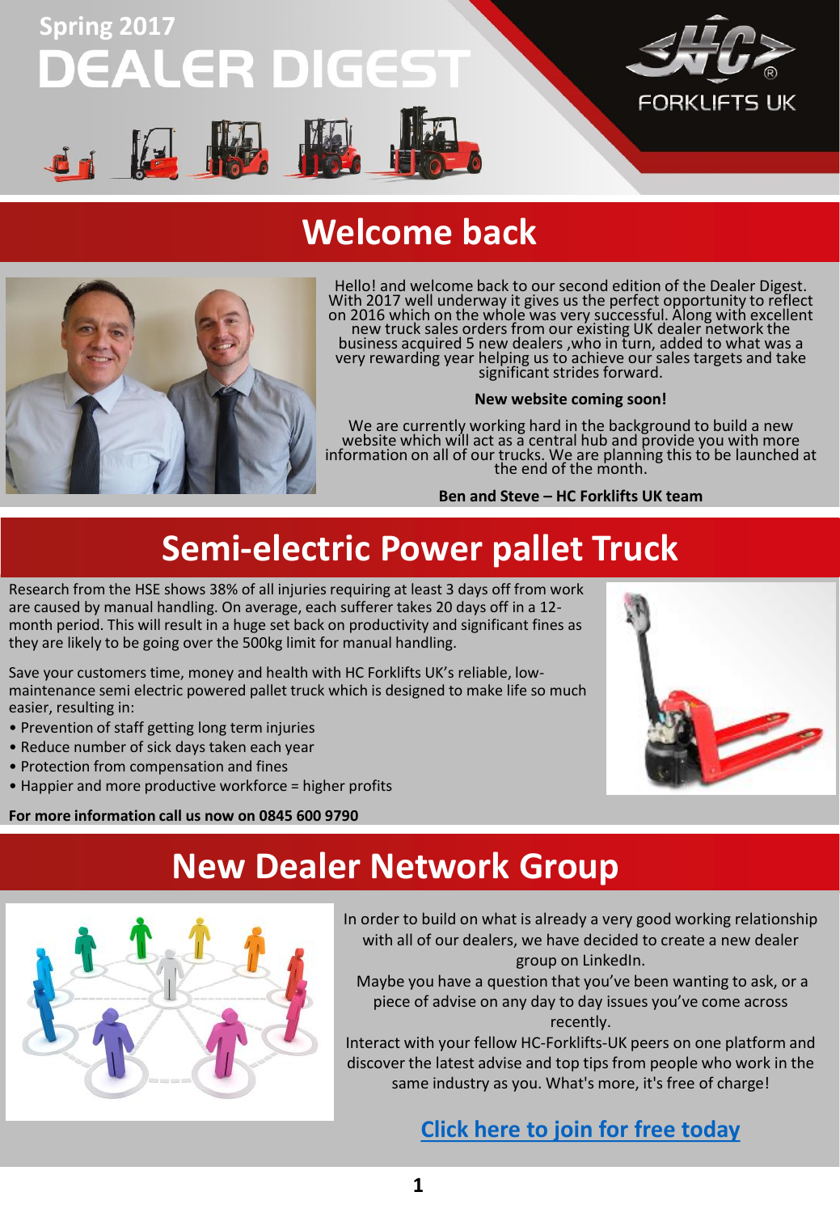Spring 2017

# DEALER DIGEST

HC FORKLIFTS UK

## Welcome back

Hello! and welcome back to our second edition of the Dealer Digest. With 2017 well underway it gives us the perfect opportunity to reflect on 2016 which on the whole was very successful. Along with excellent new truck sales orders from our existing UK dealer network the business acquired 5 new dealers ,who in turn, added to what was a very rewarding year helping us to achieve our sales targets and take significant strides forward.

**New website coming soon!**

We are currently working hard in the background to build a new website which will act as a central hub and provide you with more information on all of our trucks. We are planning this to be launched at the end of the month.

**Ben and Steve – HC Forklifts UK team**

## Semi-electric Power pallet Truck

Research from the HSE shows 38% of all injuries requiring at least 3 days off from work are caused by manual handling. On average, each sufferer takes 20 days off in a 12-month period. This will result in a huge set back on productivity and significant fines as they are likely to be going over the 500kg limit for manual handling.

Save your customers time, money and health with HC Forklifts UK's reliable, low-maintenance semi electric powered pallet truck which is designed to make life so much easier, resulting in:

- Prevention of staff getting long term injuries
- Reduce number of sick days taken each year
- Protection from compensation and fines
- Happier and more productive workforce = higher profits

**For more information call us now on 0845 600 9790**

## New Dealer Network Group

In order to build on what is already a very good working relationship with all of our dealers, we have decided to create a new dealer group on LinkedIn.

Maybe you have a question that you've been wanting to ask, or a piece of advise on any day to day issues you've come across recently.

Interact with your fellow HC-Forklifts-UK peers on one platform and discover the latest advise and top tips from people who work in the same industry as you. What's more, it's free of charge!

[Click here to join for free today]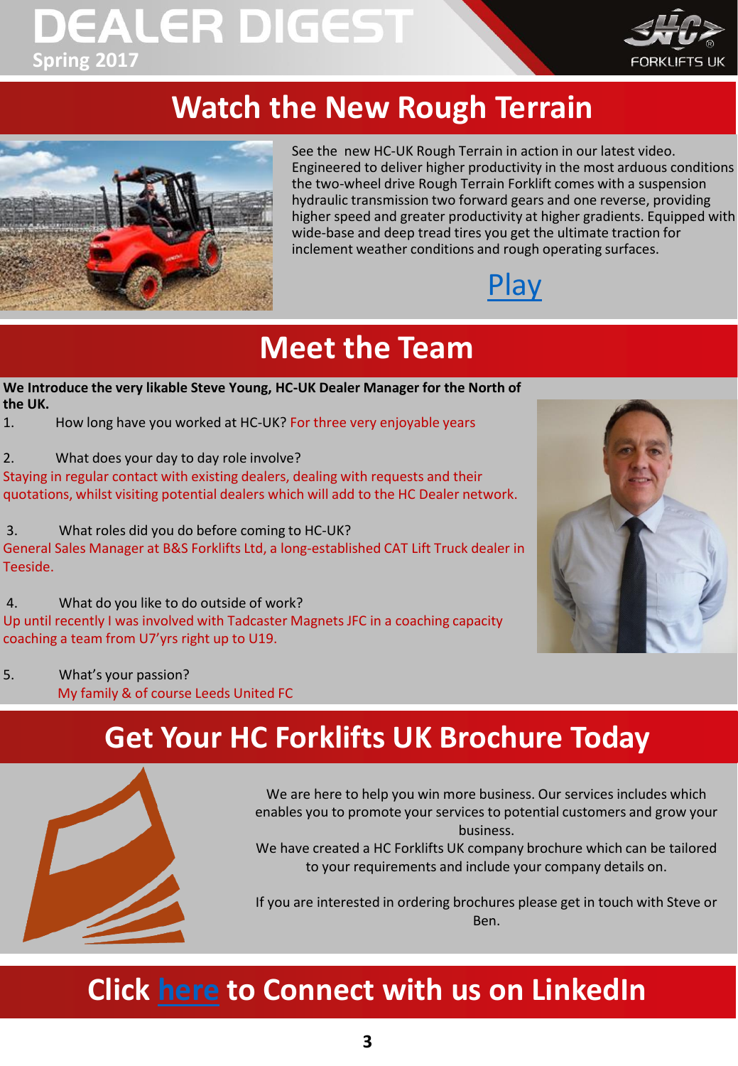# Watch the New Rough Terrain

See the new HC-UK Rough Terrain in action in our latest video. Engineered to deliver higher productivity in the most arduous conditions the two-wheel drive Rough Terrain Forklift comes with a suspension hydraulic transmission two forward gears and one reverse, providing higher speed and greater productivity at higher gradients. Equipped with wide-base and deep tread tires you get the ultimate traction for inclement weather conditions and rough operating surfaces.

Play

# Meet the Team

**We Introduce the very likable Steve Young, HC-UK Dealer Manager for the North of the UK.**

1. How long have you worked at HC-UK? For three very enjoyable years

2. What does your day to day role involve?
Staying in regular contact with existing dealers, dealing with requests and their quotations, whilst visiting potential dealers which will add to the HC Dealer network.

3. What roles did you do before coming to HC-UK?
General Sales Manager at B&S Forklifts Ltd, a long-established CAT Lift Truck dealer in Teeside.

4. What do you like to do outside of work?
Up until recently I was involved with Tadcaster Magnets JFC in a coaching capacity coaching a team from U7'yrs right up to U19.

5. What's your passion?
My family & of course Leeds United FC

# Get Your HC Forklifts UK Brochure Today

We are here to help you win more business. Our services includes which enables you to promote your services to potential customers and grow your business.
We have created a HC Forklifts UK company brochure which can be tailored to your requirements and include your company details on.

If you are interested in ordering brochures please get in touch with Steve or Ben.

# Click here to Connect with us on LinkedIn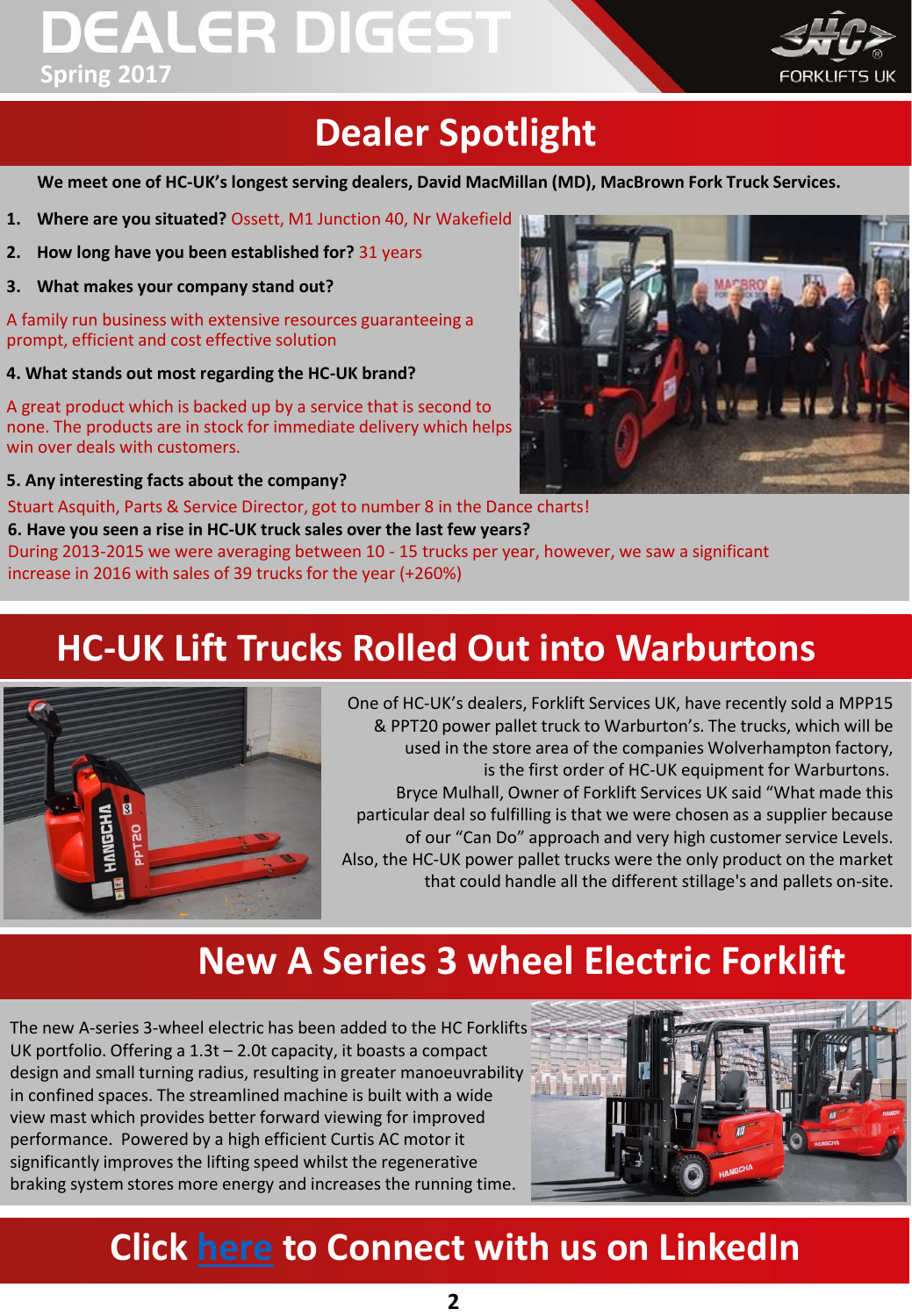# DEALER DIGEST

Spring 2017

## Dealer Spotlight

**We meet one of HC-UK's longest serving dealers, David MacMillan (MD), MacBrown Fork Truck Services.**

1. **Where are you situated?** Ossett, M1 Junction 40, Nr Wakefield
2. **How long have you been established for?** 31 years
3. **What makes your company stand out?**

A family run business with extensive resources guaranteeing a prompt, efficient and cost effective solution

**4. What stands out most regarding the HC-UK brand?**

A great product which is backed up by a service that is second to none. The products are in stock for immediate delivery which helps win over deals with customers.

**5. Any interesting facts about the company?**

Stuart Asquith, Parts & Service Director, got to number 8 in the Dance charts!

**6. Have you seen a rise in HC-UK truck sales over the last few years?**

During 2013-2015 we were averaging between 10 - 15 trucks per year, however, we saw a significant increase in 2016 with sales of 39 trucks for the year (+260%)

## HC-UK Lift Trucks Rolled Out into Warburtons

One of HC-UK's dealers, Forklift Services UK, have recently sold a MPP15 & PPT20 power pallet truck to Warburton's. The trucks, which will be used in the store area of the companies Wolverhampton factory, is the first order of HC-UK equipment for Warburtons.

Bryce Mulhall, Owner of Forklift Services UK said "What made this particular deal so fulfilling is that we were chosen as a supplier because of our "Can Do" approach and very high customer service Levels. Also, the HC-UK power pallet trucks were the only product on the market that could handle all the different stillage's and pallets on-site.

## New A Series 3 wheel Electric Forklift

The new A-series 3-wheel electric has been added to the HC Forklifts UK portfolio. Offering a 1.3t – 2.0t capacity, it boasts a compact design and small turning radius, resulting in greater manoeuvrability in confined spaces. The streamlined machine is built with a wide view mast which provides better forward viewing for improved performance. Powered by a high efficient Curtis AC motor it significantly improves the lifting speed whilst the regenerative braking system stores more energy and increases the running time.

## Click here to Connect with us on LinkedIn